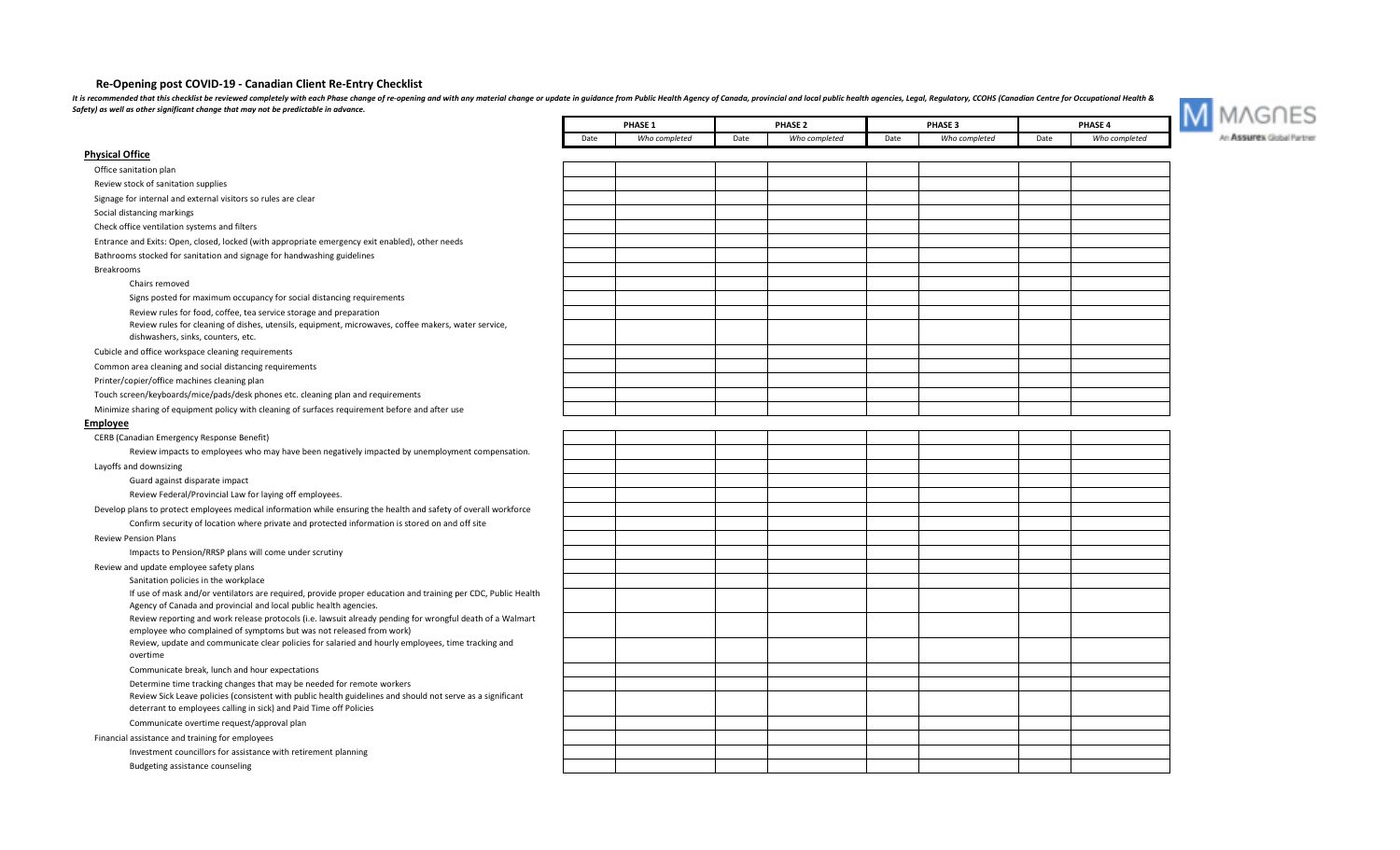# Re-Opening post COVID-19 - Canadian Client Re-Entry Checklist

*It is recommended that this checklist be reviewed completely with each Phase change of re-opening and with any material change or update in guidance from Public Health Agency of Canada, provincial and local public health agencies, Legal, Regulatory, CCOHS (Canadian Centre for Occupational Health & Safety) as well as other significant change that may not be predictable in advance.*

MAGNES An Assurex Global Partner

| | PHASE 1 | | PHASE 2 | | PHASE 3 | | PHASE 4 | |
|---|---|---|---|---|---|---|---|---|
| | Date | *Who completed* | Date | *Who completed* | Date | *Who completed* | Date | *Who completed* |
| **Physical Office** | | | | | | | | |
| Office sanitation plan | | | | | | | | |
| Review stock of sanitation supplies | | | | | | | | |
| Signage for internal and external visitors so rules are clear | | | | | | | | |
| Social distancing markings | | | | | | | | |
| Check office ventilation systems and filters | | | | | | | | |
| Entrance and Exits: Open, closed, locked (with appropriate emergency exit enabled), other needs | | | | | | | | |
| Bathrooms stocked for sanitation and signage for handwashing guidelines | | | | | | | | |
| Breakrooms | | | | | | | | |
| Chairs removed | | | | | | | | |
| Signs posted for maximum occupancy for social distancing requirements | | | | | | | | |
| Review rules for food, coffee, tea service storage and preparation | | | | | | | | |
| Review rules for cleaning of dishes, utensils, equipment, microwaves, coffee makers, water service, dishwashers, sinks, counters, etc. | | | | | | | | |
| Cubicle and office workspace cleaning requirements | | | | | | | | |
| Common area cleaning and social distancing requirements | | | | | | | | |
| Printer/copier/office machines cleaning plan | | | | | | | | |
| Touch screen/keyboards/mice/pads/desk phones etc. cleaning plan and requirements | | | | | | | | |
| Minimize sharing of equipment policy with cleaning of surfaces requirement before and after use | | | | | | | | |
| **Employee** | | | | | | | | |
| CERB (Canadian Emergency Response Benefit) | | | | | | | | |
| Review impacts to employees who may have been negatively impacted by unemployment compensation. | | | | | | | | |
| Layoffs and downsizing | | | | | | | | |
| Guard against disparate impact | | | | | | | | |
| Review Federal/Provincial Law for laying off employees. | | | | | | | | |
| Develop plans to protect employees medical information while ensuring the health and safety of overall workforce | | | | | | | | |
| Confirm security of location where private and protected information is stored on and off site | | | | | | | | |
| Review Pension Plans | | | | | | | | |
| Impacts to Pension/RRSP plans will come under scrutiny | | | | | | | | |
| Review and update employee safety plans | | | | | | | | |
| Sanitation policies in the workplace | | | | | | | | |
| If use of mask and/or ventilators are required, provide proper education and training per CDC, Public Health Agency of Canada and provincial and local public health agencies. | | | | | | | | |
| Review reporting and work release protocols (i.e. lawsuit already pending for wrongful death of a Walmart employee who complained of symptoms but was not released from work) | | | | | | | | |
| Review, update and communicate clear policies for salaried and hourly employees, time tracking and overtime | | | | | | | | |
| Communicate break, lunch and hour expectations | | | | | | | | |
| Determine time tracking changes that may be needed for remote workers | | | | | | | | |
| Review Sick Leave policies (consistent with public health guidelines and should not serve as a significant deterrant to employees calling in sick) and Paid Time off Policies | | | | | | | | |
| Communicate overtime request/approval plan | | | | | | | | |
| Financial assistance and training for employees | | | | | | | | |
| Investment councillors for assistance with retirement planning | | | | | | | | |
| Budgeting assistance counseling | | | | | | | | |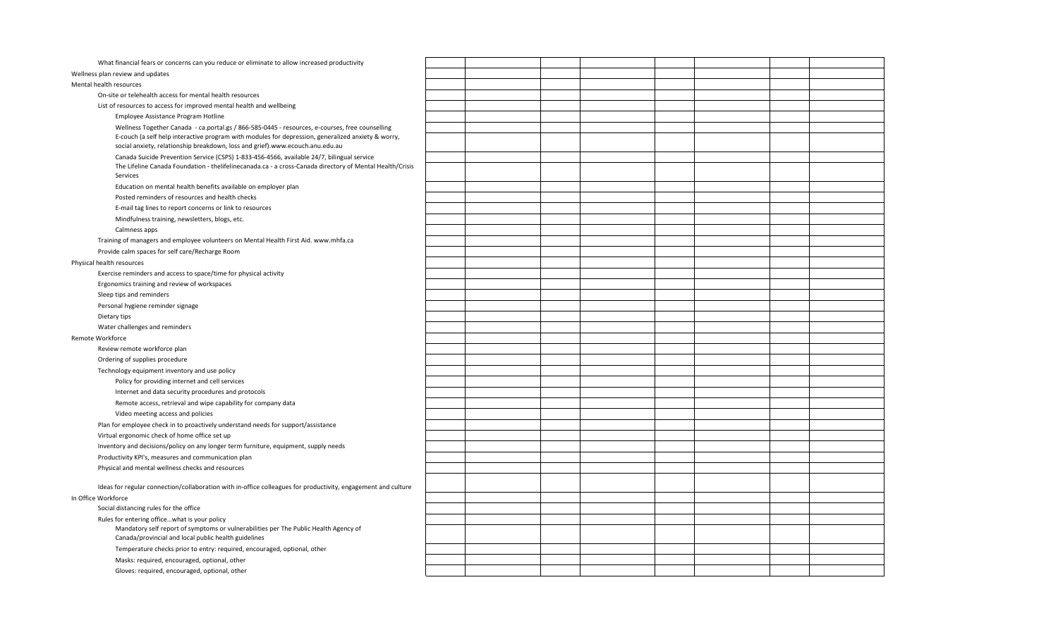| Item | | | | | | | | |
|---|---|---|---|---|---|---|---|---|
| What financial fears or concerns can you reduce or eliminate to allow increased productivity | | | | | | | | |
| Wellness plan review and updates | | | | | | | | |
| Mental health resources | | | | | | | | |
| On-site or telehealth access for mental health resources | | | | | | | | |
| List of resources to access for improved mental health and wellbeing | | | | | | | | |
| Employee Assistance Program Hotline | | | | | | | | |
| Wellness Together Canada - ca.portal.gs / 866-585-0445 - resources, e-courses, free counselling | | | | | | | | |
| E-couch (a self help interactive program with modules for depression, generalized anxiety & worry, social anxiety, relationship breakdown, loss and grief).www.ecouch.anu.edu.au | | | | | | | | |
| Canada Suicide Prevention Service (CSPS) 1-833-456-4566, available 24/7, bilingual service | | | | | | | | |
| The Lifeline Canada Foundation - thelifelinecanada.ca - a cross-Canada directory of Mental Health/Crisis Services | | | | | | | | |
| Education on mental health benefits available on employer plan | | | | | | | | |
| Posted reminders of resources and health checks | | | | | | | | |
| E-mail tag lines to report concerns or link to resources | | | | | | | | |
| Mindfulness training, newsletters, blogs, etc. | | | | | | | | |
| Calmness apps | | | | | | | | |
| Training of managers and employee volunteers on Mental Health First Aid. www.mhfa.ca | | | | | | | | |
| Provide calm spaces for self care/Recharge Room | | | | | | | | |
| Physical health resources | | | | | | | | |
| Exercise reminders and access to space/time for physical activity | | | | | | | | |
| Ergonomics training and review of workspaces | | | | | | | | |
| Sleep tips and reminders | | | | | | | | |
| Personal hygiene reminder signage | | | | | | | | |
| Dietary tips | | | | | | | | |
| Water challenges and reminders | | | | | | | | |
| Remote Workforce | | | | | | | | |
| Review remote workforce plan | | | | | | | | |
| Ordering of supplies procedure | | | | | | | | |
| Technology equipment inventory and use policy | | | | | | | | |
| Policy for providing internet and cell services | | | | | | | | |
| Internet and data security procedures and protocols | | | | | | | | |
| Remote access, retrieval and wipe capability for company data | | | | | | | | |
| Video meeting access and policies | | | | | | | | |
| Plan for employee check in to proactively understand needs for support/assistance | | | | | | | | |
| Virtual ergonomic check of home office set up | | | | | | | | |
| Inventory and decisions/policy on any longer term furniture, equipment, supply needs | | | | | | | | |
| Productivity KPI's, measures and communication plan | | | | | | | | |
| Physical and mental wellness checks and resources | | | | | | | | |
| Ideas for regular connection/collaboration with in-office colleagues for productivity, engagement and culture | | | | | | | | |
| In Office Workforce | | | | | | | | |
| Social distancing rules for the office | | | | | | | | |
| Rules for entering office...what is your policy | | | | | | | | |
| Mandatory self report of symptoms or vulnerabilities per The Public Health Agency of Canada/provincial and local public health guidelines | | | | | | | | |
| Temperature checks prior to entry: required, encouraged, optional, other | | | | | | | | |
| Masks: required, encouraged, optional, other | | | | | | | | |
| Gloves: required, encouraged, optional, other | | | | | | | | |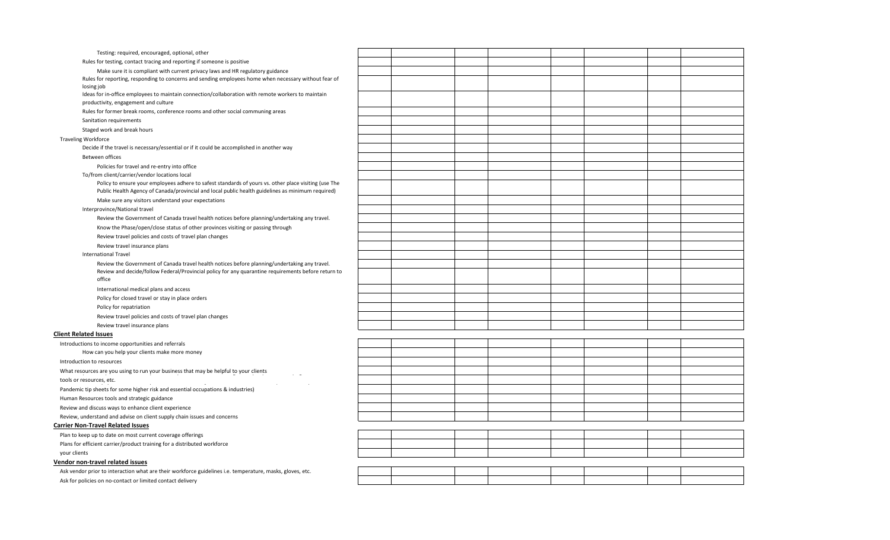| | | | | | | | | |
|---|---|---|---|---|---|---|---|---|
| Testing: required, encouraged, optional, other | | | | | | | | |
| Rules for testing, contact tracing and reporting if someone is positive | | | | | | | | |
| Make sure it is compliant with current privacy laws and HR regulatory guidance | | | | | | | | |
| Rules for reporting, responding to concerns and sending employees home when necessary without fear of losing job | | | | | | | | |
| Ideas for in-office employees to maintain connection/collaboration with remote workers to maintain productivity, engagement and culture | | | | | | | | |
| Rules for former break rooms, conference rooms and other social communing areas | | | | | | | | |
| Sanitation requirements | | | | | | | | |
| Staged work and break hours | | | | | | | | |
| Traveling Workforce | | | | | | | | |
| Decide if the travel is necessary/essential or if it could be accomplished in another way | | | | | | | | |
| Between offices | | | | | | | | |
| Policies for travel and re-entry into office | | | | | | | | |
| To/from client/carrier/vendor locations local | | | | | | | | |
| Policy to ensure your employees adhere to safest standards of yours vs. other place visiting (use The Public Health Agency of Canada/provincial and local public health guidelines as minimum required) | | | | | | | | |
| Make sure any visitors understand your expectations | | | | | | | | |
| Interprovince/National travel | | | | | | | | |
| Review the Government of Canada travel health notices before planning/undertaking any travel. | | | | | | | | |
| Know the Phase/open/close status of other provinces visiting or passing through | | | | | | | | |
| Review travel policies and costs of travel plan changes | | | | | | | | |
| Review travel insurance plans | | | | | | | | |
| International Travel | | | | | | | | |
| Review the Government of Canada travel health notices before planning/undertaking any travel. | | | | | | | | |
| Review and decide/follow Federal/Provincial policy for any quarantine requirements before return to office | | | | | | | | |
| International medical plans and access | | | | | | | | |
| Policy for closed travel or stay in place orders | | | | | | | | |
| Policy for repatriation | | | | | | | | |
| Review travel policies and costs of travel plan changes | | | | | | | | |
| Review travel insurance plans | | | | | | | | |

## Client Related Issues

| | | | | | | | | |
|---|---|---|---|---|---|---|---|---|
| Introductions to income opportunities and referrals | | | | | | | | |
| How can you help your clients make more money | | | | | | | | |
| Introduction to resources | | | | | | | | |
| What resources are you using to run your business that may be helpful to your clients | | | | | | | | |
| tools or resources, etc. | | | | | | | | |
| Pandemic tip sheets for some higher risk and essential occupations & industries) | | | | | | | | |
| Human Resources tools and strategic guidance | | | | | | | | |
| Review and discuss ways to enhance client experience | | | | | | | | |
| Review, understand and advise on client supply chain issues and concerns | | | | | | | | |

## Carrier Non-Travel Related Issues

| | | | | | | | | |
|---|---|---|---|---|---|---|---|---|
| Plan to keep up to date on most current coverage offerings | | | | | | | | |
| Plans for efficient carrier/product training for a distributed workforce | | | | | | | | |
| your clients | | | | | | | | |

## Vendor non-travel related issues

| | | | | | | | | |
|---|---|---|---|---|---|---|---|---|
| Ask vendor prior to interaction what are their workforce guidelines i.e. temperature, masks, gloves, etc. | | | | | | | | |
| Ask for policies on no-contact or limited contact delivery | | | | | | | | |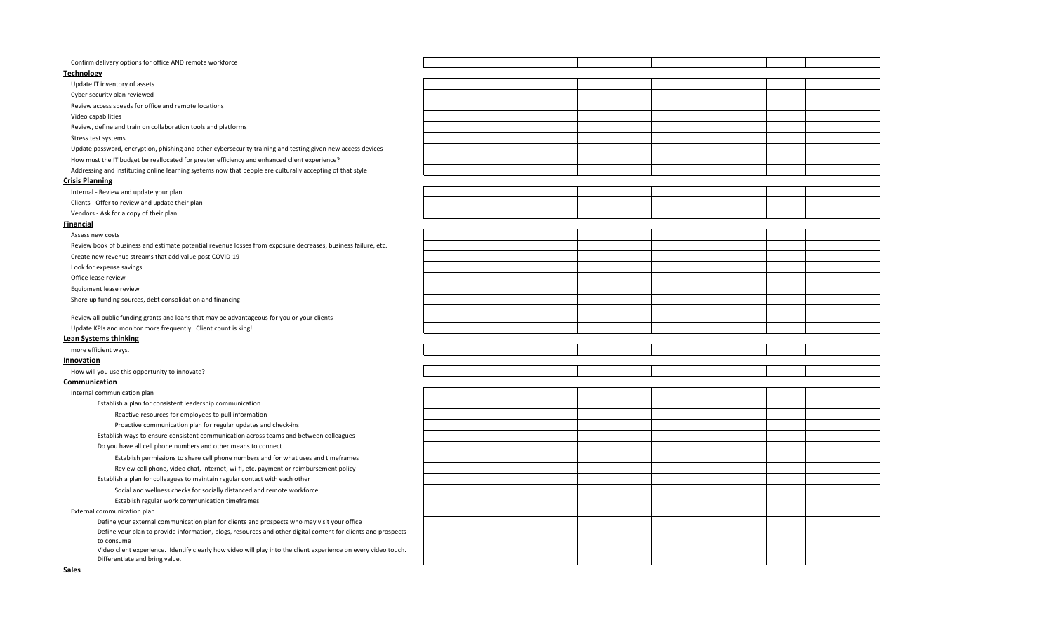Confirm delivery options for office AND remote workforce

## Technology

- Update IT inventory of assets
- Cyber security plan reviewed
- Review access speeds for office and remote locations
- Video capabilities
- Review, define and train on collaboration tools and platforms
- Stress test systems
- Update password, encryption, phishing and other cybersecurity training and testing given new access devices
- How must the IT budget be reallocated for greater efficiency and enhanced client experience?
- Addressing and instituting online learning systems now that people are culturally accepting of that style

## Crisis Planning

- Internal - Review and update your plan
- Clients - Offer to review and update their plan
- Vendors - Ask for a copy of their plan

## Financial

- Assess new costs
- Review book of business and estimate potential revenue losses from exposure decreases, business failure, etc.
- Create new revenue streams that add value post COVID-19
- Look for expense savings
- Office lease review
- Equipment lease review
- Shore up funding sources, debt consolidation and financing
- Review all public funding grants and loans that may be advantageous for you or your clients
- Update KPIs and monitor more frequently. Client count is king!

## Lean Systems thinking

more efficient ways.

## Innovation

- How will you use this opportunity to innovate?

## Communication

- Internal communication plan
  - Establish a plan for consistent leadership communication
    - Reactive resources for employees to pull information
    - Proactive communication plan for regular updates and check-ins
  - Establish ways to ensure consistent communication across teams and between colleagues
  - Do you have all cell phone numbers and other means to connect
    - Establish permissions to share cell phone numbers and for what uses and timeframes
    - Review cell phone, video chat, internet, wi-fi, etc. payment or reimbursement policy
  - Establish a plan for colleagues to maintain regular contact with each other
    - Social and wellness checks for socially distanced and remote workforce
    - Establish regular work communication timeframes
- External communication plan
  - Define your external communication plan for clients and prospects who may visit your office
  - Define your plan to provide information, blogs, resources and other digital content for clients and prospects to consume
  - Video client experience. Identify clearly how video will play into the client experience on every video touch. Differentiate and bring value.

## Sales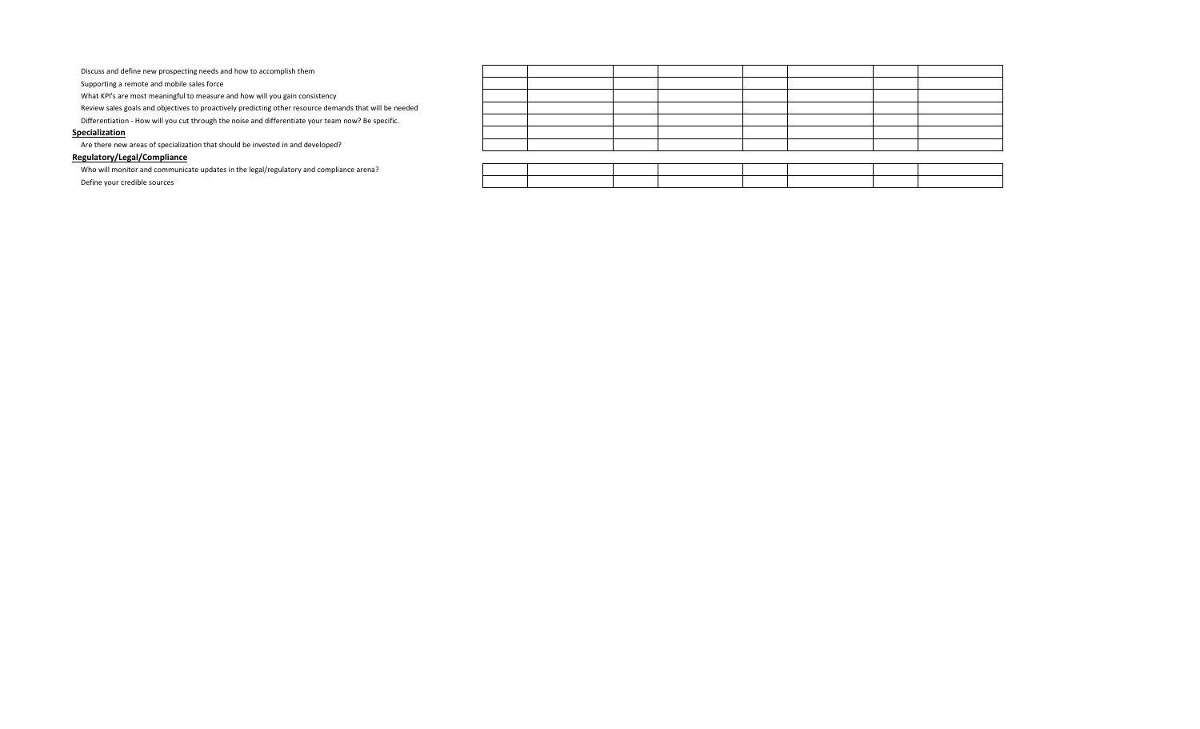Discuss and define new prospecting needs and how to accomplish them

Supporting a remote and mobile sales force

What KPI's are most meaningful to measure and how will you gain consistency

Review sales goals and objectives to proactively predicting other resource demands that will be needed

Differentiation - How will you cut through the noise and differentiate your team now? Be specific.

**Specialization**

Are there new areas of specialization that should be invested in and developed?

**Regulatory/Legal/Compliance**

Who will monitor and communicate updates in the legal/regulatory and compliance arena?

Define your credible sources

| | | | | | | | |
|---|---|---|---|---|---|---|---|
| | | | | | | | |
| | | | | | | | |
| | | | | | | | |
| | | | | | | | |
| | | | | | | | |
| | | | | | | | |
| | | | | | | | |

| | | | | | | | |
|---|---|---|---|---|---|---|---|
| | | | | | | | |
| | | | | | | | |